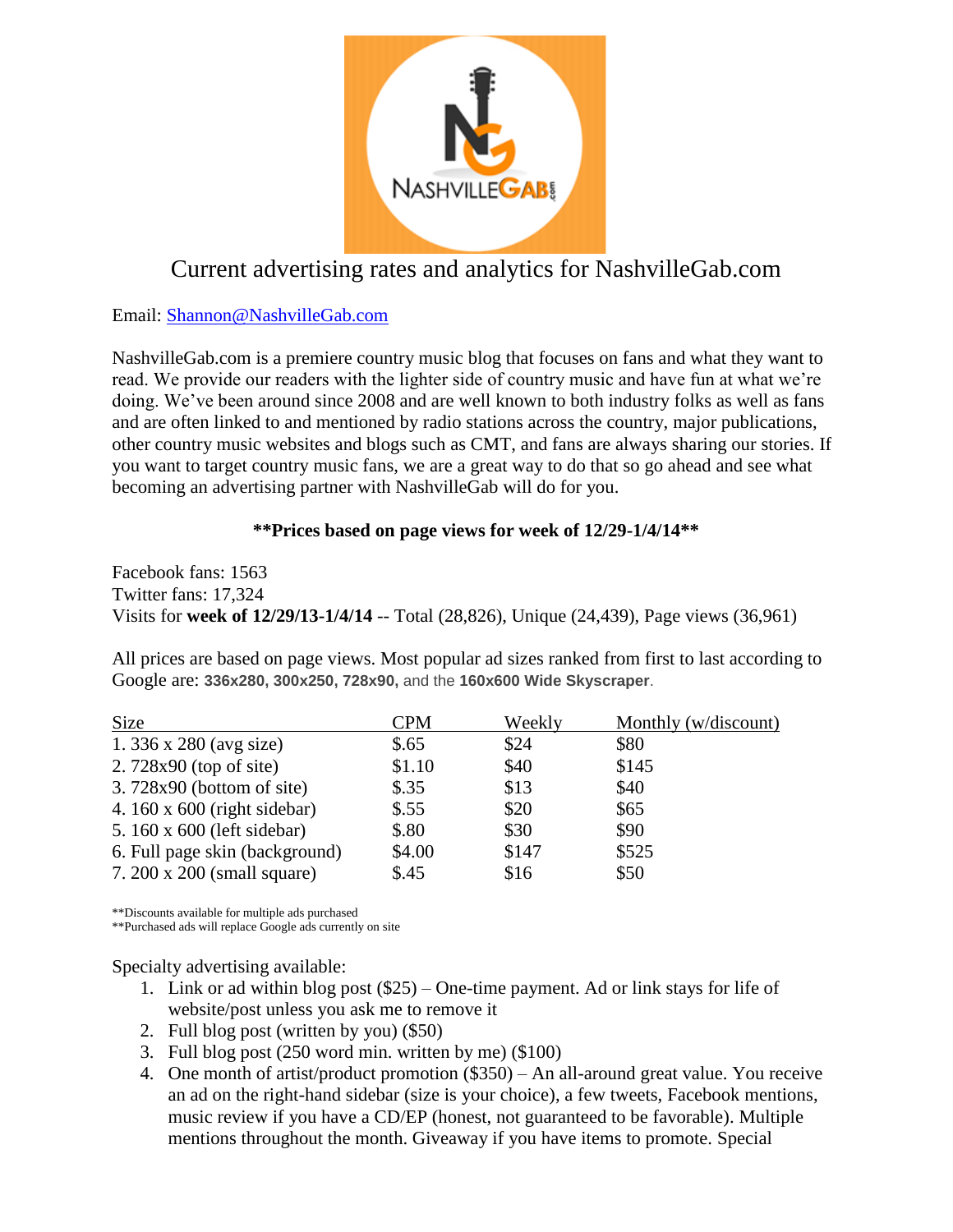# Current advertising rates and analytics for NashvilleGab.com

Email: Shannon@NashvilleGab.com

NashvilleGab.com is a premiere country music blog that focuses on fans and what they want to read. We provide our readers with the lighter side of country music and have fun at what we're doing. We've been around since 2008 and are well known to both industry folks as well as fans and are often linked to and mentioned by radio stations across the country, major publications, other country music websites and blogs such as CMT, and fans are always sharing our stories. If you want to target country music fans, we are a great way to do that so go ahead and see what becoming an advertising partner with NashvilleGab will do for you.

**\*\*Prices based on page views for week of 12/29-1/4/14\*\***

Facebook fans: 1563
Twitter fans: 17,324
Visits for **week of 12/29/13-1/4/14** -- Total (28,826), Unique (24,439), Page views (36,961)

All prices are based on page views. Most popular ad sizes ranked from first to last according to Google are: **336x280, 300x250, 728x90,** and the **160x600 Wide Skyscraper**.

| Size | CPM | Weekly | Monthly (w/discount) |
|---|---|---|---|
| 1. 336 x 280 (avg size) | $.65 | $24 | $80 |
| 2. 728x90 (top of site) | $1.10 | $40 | $145 |
| 3. 728x90 (bottom of site) | $.35 | $13 | $40 |
| 4. 160 x 600 (right sidebar) | $.55 | $20 | $65 |
| 5. 160 x 600 (left sidebar) | $.80 | $30 | $90 |
| 6. Full page skin (background) | $4.00 | $147 | $525 |
| 7. 200 x 200 (small square) | $.45 | $16 | $50 |

\*\*Discounts available for multiple ads purchased
\*\*Purchased ads will replace Google ads currently on site

Specialty advertising available:

1. Link or ad within blog post ($25) – One-time payment. Ad or link stays for life of website/post unless you ask me to remove it
2. Full blog post (written by you) ($50)
3. Full blog post (250 word min. written by me) ($100)
4. One month of artist/product promotion ($350) – An all-around great value. You receive an ad on the right-hand sidebar (size is your choice), a few tweets, Facebook mentions, music review if you have a CD/EP (honest, not guaranteed to be favorable). Multiple mentions throughout the month. Giveaway if you have items to promote. Special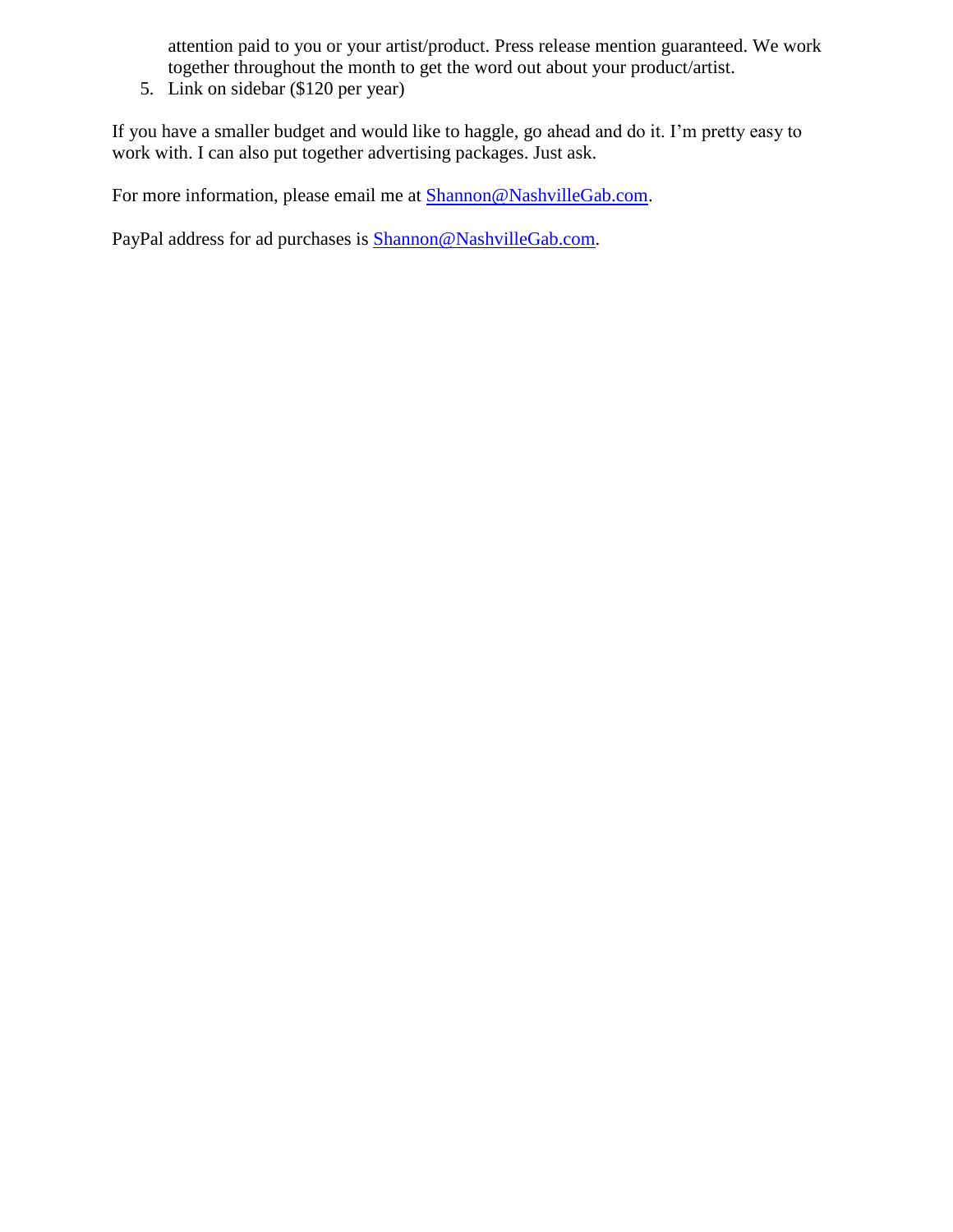attention paid to you or your artist/product. Press release mention guaranteed. We work together throughout the month to get the word out about your product/artist.

5. Link on sidebar ($120 per year)

If you have a smaller budget and would like to haggle, go ahead and do it. I'm pretty easy to work with. I can also put together advertising packages. Just ask.

For more information, please email me at Shannon@NashvilleGab.com.

PayPal address for ad purchases is Shannon@NashvilleGab.com.